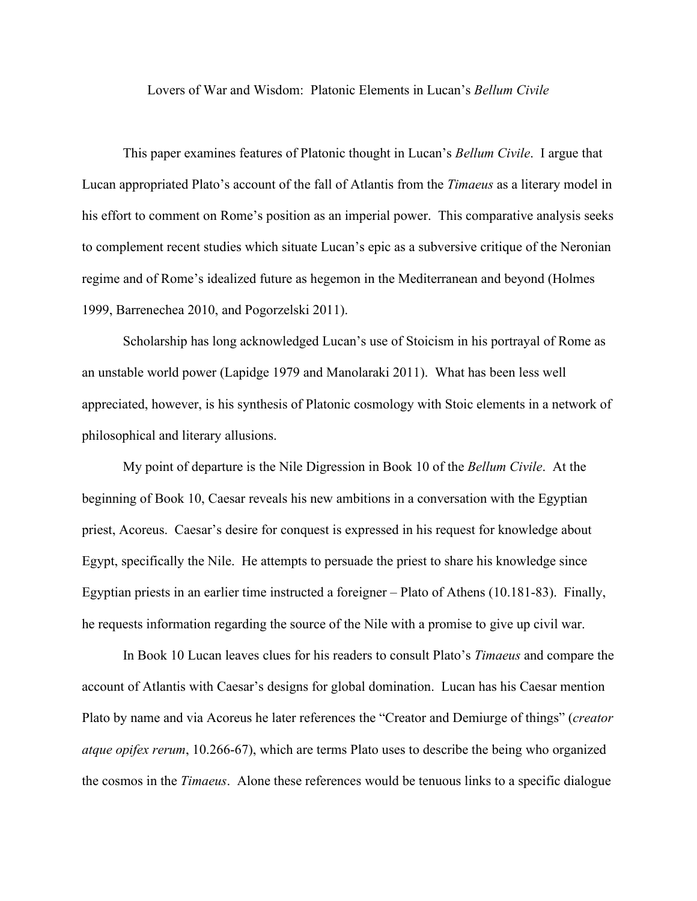# Lovers of War and Wisdom: Platonic Elements in Lucan's *Bellum Civile*

This paper examines features of Platonic thought in Lucan's *Bellum Civile*. I argue that Lucan appropriated Plato's account of the fall of Atlantis from the *Timaeus* as a literary model in his effort to comment on Rome's position as an imperial power. This comparative analysis seeks to complement recent studies which situate Lucan's epic as a subversive critique of the Neronian regime and of Rome's idealized future as hegemon in the Mediterranean and beyond (Holmes 1999, Barrenechea 2010, and Pogorzelski 2011).

Scholarship has long acknowledged Lucan's use of Stoicism in his portrayal of Rome as an unstable world power (Lapidge 1979 and Manolaraki 2011). What has been less well appreciated, however, is his synthesis of Platonic cosmology with Stoic elements in a network of philosophical and literary allusions.

My point of departure is the Nile Digression in Book 10 of the *Bellum Civile*. At the beginning of Book 10, Caesar reveals his new ambitions in a conversation with the Egyptian priest, Acoreus. Caesar's desire for conquest is expressed in his request for knowledge about Egypt, specifically the Nile. He attempts to persuade the priest to share his knowledge since Egyptian priests in an earlier time instructed a foreigner – Plato of Athens (10.181-83). Finally, he requests information regarding the source of the Nile with a promise to give up civil war.

In Book 10 Lucan leaves clues for his readers to consult Plato's *Timaeus* and compare the account of Atlantis with Caesar's designs for global domination. Lucan has his Caesar mention Plato by name and via Acoreus he later references the "Creator and Demiurge of things" (*creator atque opifex rerum*, 10.266-67), which are terms Plato uses to describe the being who organized the cosmos in the *Timaeus*. Alone these references would be tenuous links to a specific dialogue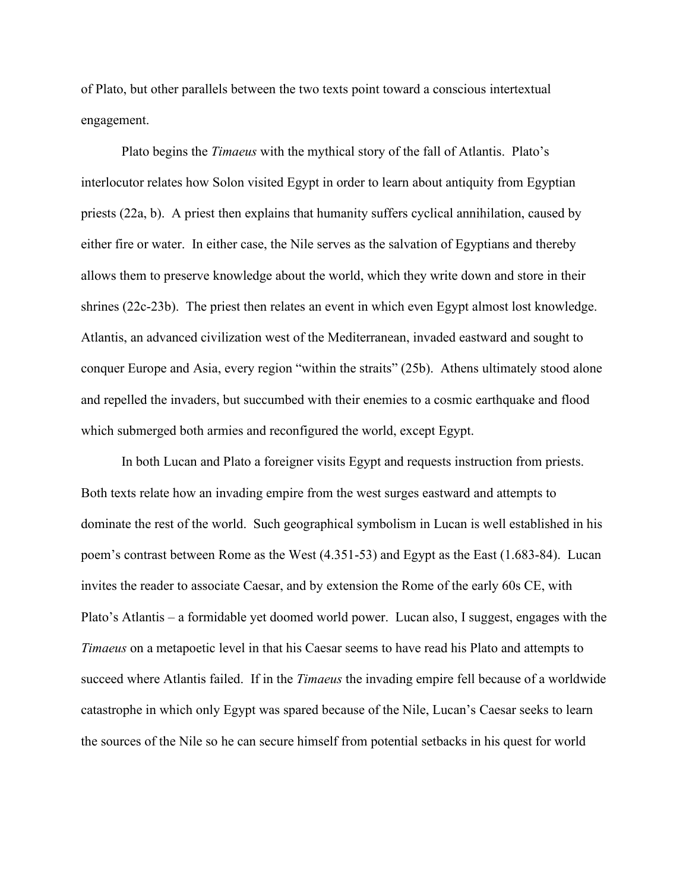of Plato, but other parallels between the two texts point toward a conscious intertextual engagement.

Plato begins the *Timaeus* with the mythical story of the fall of Atlantis. Plato's interlocutor relates how Solon visited Egypt in order to learn about antiquity from Egyptian priests (22a, b). A priest then explains that humanity suffers cyclical annihilation, caused by either fire or water. In either case, the Nile serves as the salvation of Egyptians and thereby allows them to preserve knowledge about the world, which they write down and store in their shrines (22c-23b). The priest then relates an event in which even Egypt almost lost knowledge. Atlantis, an advanced civilization west of the Mediterranean, invaded eastward and sought to conquer Europe and Asia, every region "within the straits" (25b). Athens ultimately stood alone and repelled the invaders, but succumbed with their enemies to a cosmic earthquake and flood which submerged both armies and reconfigured the world, except Egypt.

In both Lucan and Plato a foreigner visits Egypt and requests instruction from priests. Both texts relate how an invading empire from the west surges eastward and attempts to dominate the rest of the world. Such geographical symbolism in Lucan is well established in his poem's contrast between Rome as the West (4.351-53) and Egypt as the East (1.683-84). Lucan invites the reader to associate Caesar, and by extension the Rome of the early 60s CE, with Plato's Atlantis – a formidable yet doomed world power. Lucan also, I suggest, engages with the *Timaeus* on a metapoetic level in that his Caesar seems to have read his Plato and attempts to succeed where Atlantis failed. If in the *Timaeus* the invading empire fell because of a worldwide catastrophe in which only Egypt was spared because of the Nile, Lucan's Caesar seeks to learn the sources of the Nile so he can secure himself from potential setbacks in his quest for world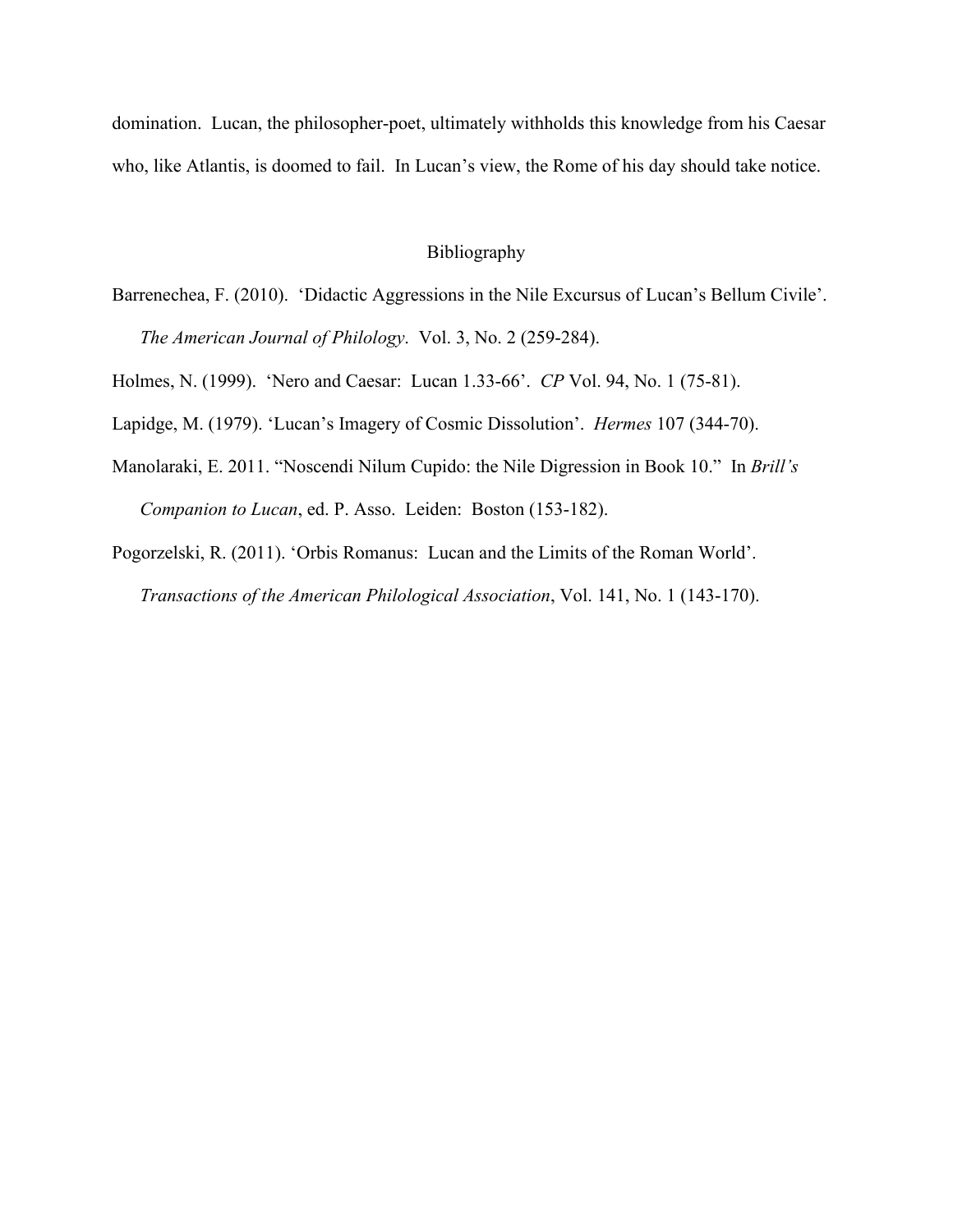domination. Lucan, the philosopher-poet, ultimately withholds this knowledge from his Caesar who, like Atlantis, is doomed to fail. In Lucan's view, the Rome of his day should take notice.

## Bibliography

Barrenechea, F. (2010). 'Didactic Aggressions in the Nile Excursus of Lucan's Bellum Civile'. *The American Journal of Philology*. Vol. 3, No. 2 (259-284).

Holmes, N. (1999). 'Nero and Caesar: Lucan 1.33-66'. *CP* Vol. 94, No. 1 (75-81).

Lapidge, M. (1979). 'Lucan's Imagery of Cosmic Dissolution'. *Hermes* 107 (344-70).

Manolaraki, E. 2011. "Noscendi Nilum Cupido: the Nile Digression in Book 10." In *Brill's Companion to Lucan*, ed. P. Asso. Leiden: Boston (153-182).

Pogorzelski, R. (2011). 'Orbis Romanus: Lucan and the Limits of the Roman World'. *Transactions of the American Philological Association*, Vol. 141, No. 1 (143-170).